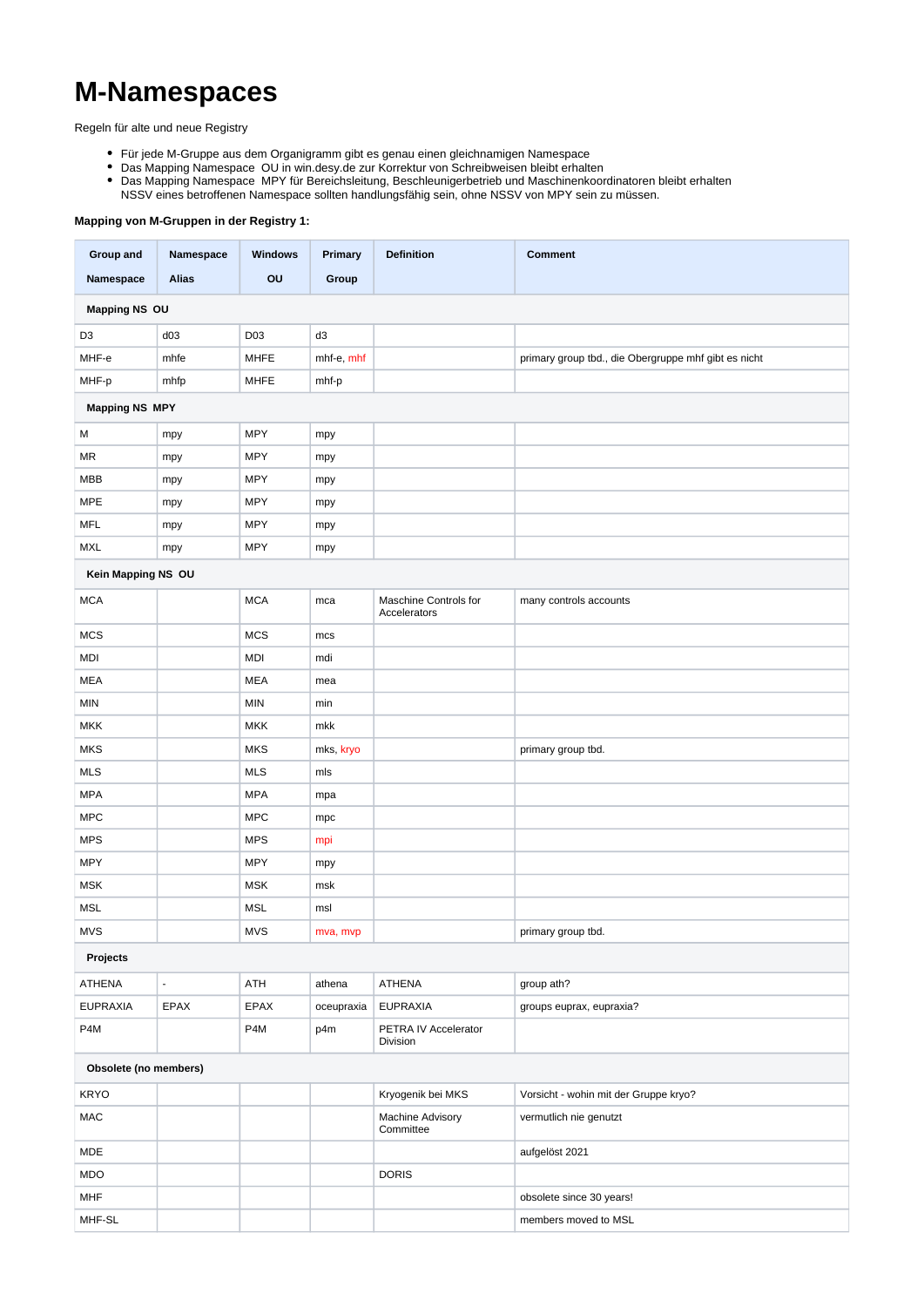# M-Namespaces

Regeln für alte und neue Registry

- Für jede M-Gruppe aus dem Organigramm gibt es genau einen gleichnamigen Namespace
- Das Mapping Namespace  OU in win.desy.de zur Korrektur von Schreibweisen bleibt erhalten
- Das Mapping Namespace  MPY für Bereichsleitung, Beschleunigerbetrieb und Maschinenkoordinatoren bleibt erhalten
  NSSV eines betroffenen Namespace sollten handlungsfähig sein, ohne NSSV von MPY sein zu müssen.

**Mapping von M-Gruppen in der Registry 1:**

| Group and Namespace | Namespace Alias | Windows OU | Primary Group | Definition | Comment |
|---|---|---|---|---|---|
| **Mapping NS  OU** | | | | | |
| D3 | d03 | D03 | d3 | | |
| MHF-e | mhfe | MHFE | mhf-e, mhf | | primary group tbd., die Obergruppe mhf gibt es nicht |
| MHF-p | mhfp | MHFE | mhf-p | | |
| **Mapping NS  MPY** | | | | | |
| M | mpy | MPY | mpy | | |
| MR | mpy | MPY | mpy | | |
| MBB | mpy | MPY | mpy | | |
| MPE | mpy | MPY | mpy | | |
| MFL | mpy | MPY | mpy | | |
| MXL | mpy | MPY | mpy | | |
| **Kein Mapping NS  OU** | | | | | |
| MCA | | MCA | mca | Maschine Controls for Accelerators | many controls accounts |
| MCS | | MCS | mcs | | |
| MDI | | MDI | mdi | | |
| MEA | | MEA | mea | | |
| MIN | | MIN | min | | |
| MKK | | MKK | mkk | | |
| MKS | | MKS | mks, kryo | | primary group tbd. |
| MLS | | MLS | mls | | |
| MPA | | MPA | mpa | | |
| MPC | | MPC | mpc | | |
| MPS | | MPS | mpi | | |
| MPY | | MPY | mpy | | |
| MSK | | MSK | msk | | |
| MSL | | MSL | msl | | |
| MVS | | MVS | mva, mvp | | primary group tbd. |
| **Projects** | | | | | |
| ATHENA | - | ATH | athena | ATHENA | group ath? |
| EUPRAXIA | EPAX | EPAX | oceupraxia | EUPRAXIA | groups euprax, eupraxia? |
| P4M | | P4M | p4m | PETRA IV Accelerator Division | |
| **Obsolete (no members)** | | | | | |
| KRYO | | | | Kryogenik bei MKS | Vorsicht - wohin mit der Gruppe kryo? |
| MAC | | | | Machine Advisory Committee | vermutlich nie genutzt |
| MDE | | | | | aufgelöst 2021 |
| MDO | | | | DORIS | |
| MHF | | | | | obsolete since 30 years! |
| MHF-SL | | | | | members moved to MSL |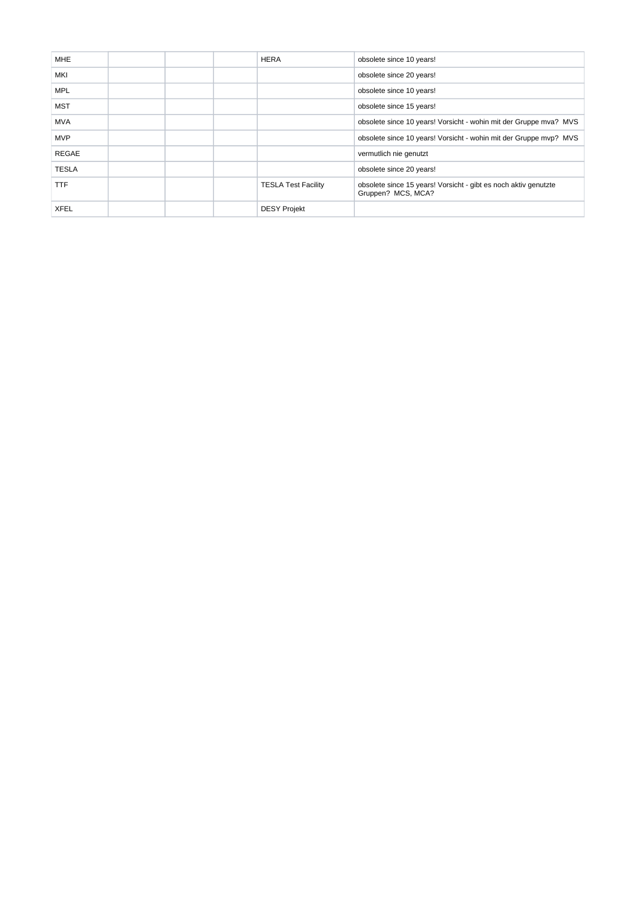| | | | | | |
|---|---|---|---|---|---|
| MHE | | | | HERA | obsolete since 10 years! |
| MKI | | | | | obsolete since 20 years! |
| MPL | | | | | obsolete since 10 years! |
| MST | | | | | obsolete since 15 years! |
| MVA | | | | | obsolete since 10 years! Vorsicht - wohin mit der Gruppe mva? MVS |
| MVP | | | | | obsolete since 10 years! Vorsicht - wohin mit der Gruppe mvp? MVS |
| REGAE | | | | | vermutlich nie genutzt |
| TESLA | | | | | obsolete since 20 years! |
| TTF | | | | TESLA Test Facility | obsolete since 15 years! Vorsicht - gibt es noch aktiv genutzte Gruppen? MCS, MCA? |
| XFEL | | | | DESY Projekt | |